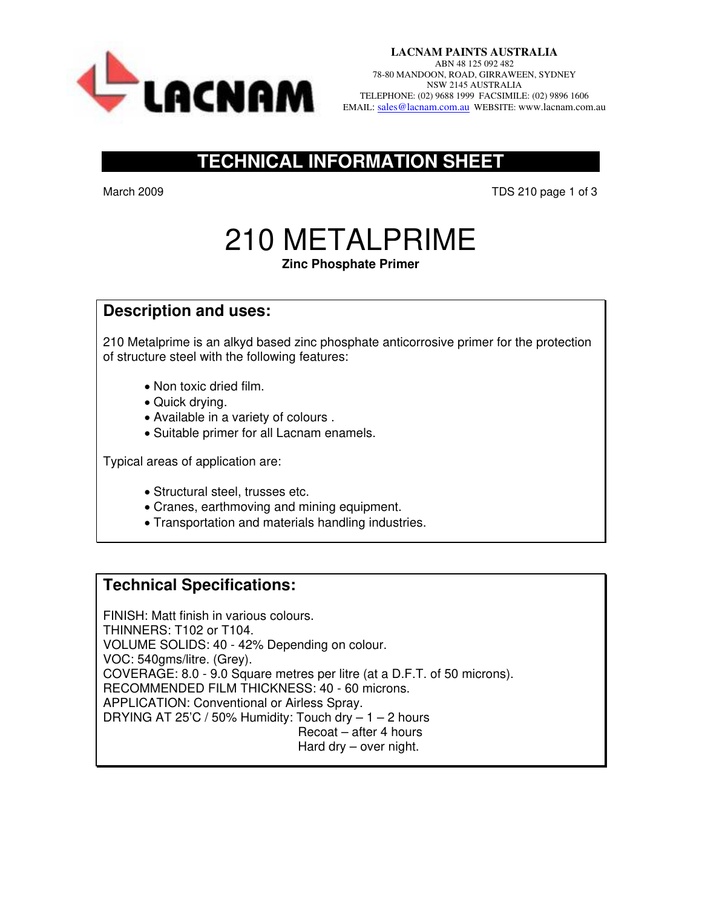**LACNAM PAINTS AUSTRALIA**
ABN 48 125 092 482
78-80 MANDOON, ROAD, GIRRAWEEN, SYDNEY
NSW 2145 AUSTRALIA
TELEPHONE: (02) 9688 1999 FACSIMILE: (02) 9896 1606
EMAIL: sales@lacnam.com.au WEBSITE: www.lacnam.com.au

## TECHNICAL INFORMATION SHEET

March 2009

TDS 210

# 210 METALPRIME

**Zinc Phosphate Primer**

## Description and uses:

210 Metalprime is an alkyd based zinc phosphate anticorrosive primer for the protection of structure steel with the following features:

- Non toxic dried film.
- Quick drying.
- Available in a variety of colours .
- Suitable primer for all Lacnam enamels.

Typical areas of application are:

- Structural steel, trusses etc.
- Cranes, earthmoving and mining equipment.
- Transportation and materials handling industries.

## Technical Specifications:

FINISH: Matt finish in various colours.
THINNERS: T102 or T104.
VOLUME SOLIDS: 40 - 42% Depending on colour.
VOC: 540gms/litre. (Grey).
COVERAGE: 8.0 - 9.0 Square metres per litre (at a D.F.T. of 50 microns).
RECOMMENDED FILM THICKNESS: 40 - 60 microns.
APPLICATION: Conventional or Airless Spray.
DRYING AT 25'C / 50% Humidity: Touch dry – 1 – 2 hours
Recoat – after 4 hours
Hard dry – over night.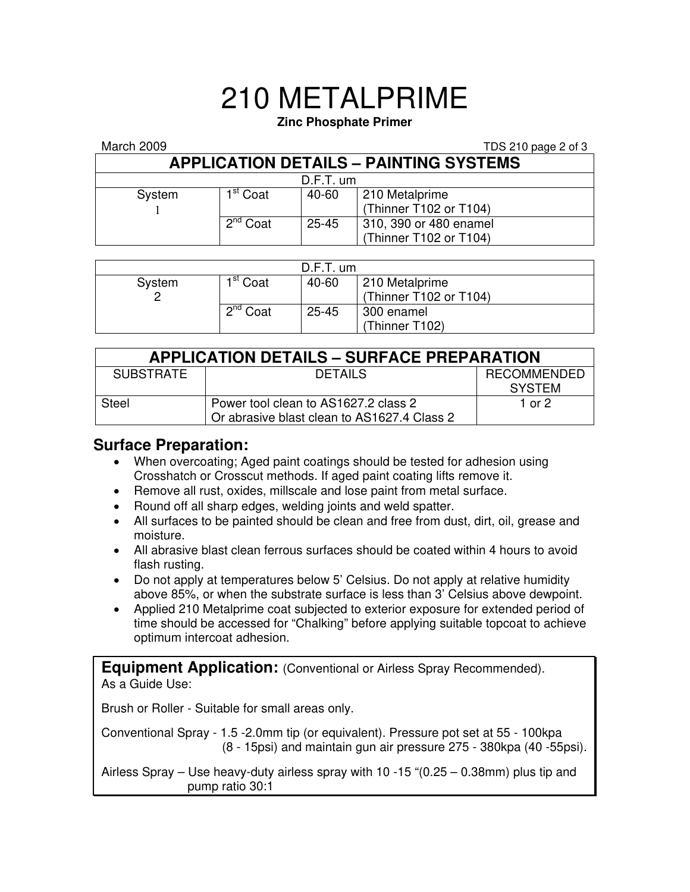# 210 METALPRIME

**Zinc Phosphate Primer**

March 2009

## APPLICATION DETAILS – PAINTING SYSTEMS

| D.F.T. um | | | |
|---|---|---|---|
| System 1 | 1st Coat | 40-60 | 210 Metalprime (Thinner T102 or T104) |
| | 2nd Coat | 25-45 | 310, 390 or 480 enamel (Thinner T102 or T104) |

| D.F.T. um | | | |
|---|---|---|---|
| System 2 | 1st Coat | 40-60 | 210 Metalprime (Thinner T102 or T104) |
| | 2nd Coat | 25-45 | 300 enamel (Thinner T102) |

## APPLICATION DETAILS – SURFACE PREPARATION

| SUBSTRATE | DETAILS | RECOMMENDED SYSTEM |
|---|---|---|
| Steel | Power tool clean to AS1627.2 class 2<br>Or abrasive blast clean to AS1627.4 Class 2 | 1 or 2 |

### Surface Preparation:

- When overcoating; Aged paint coatings should be tested for adhesion using Crosshatch or Crosscut methods. If aged paint coating lifts remove it.
- Remove all rust, oxides, millscale and lose paint from metal surface.
- Round off all sharp edges, welding joints and weld spatter.
- All surfaces to be painted should be clean and free from dust, dirt, oil, grease and moisture.
- All abrasive blast clean ferrous surfaces should be coated within 4 hours to avoid flash rusting.
- Do not apply at temperatures below 5' Celsius. Do not apply at relative humidity above 85%, or when the substrate surface is less than 3' Celsius above dewpoint.
- Applied 210 Metalprime coat subjected to exterior exposure for extended period of time should be accessed for "Chalking" before applying suitable topcoat to achieve optimum intercoat adhesion.

**Equipment Application:** (Conventional or Airless Spray Recommended).
As a Guide Use:

Brush or Roller - Suitable for small areas only.

Conventional Spray - 1.5 -2.0mm tip (or equivalent). Pressure pot set at 55 - 100kpa (8 - 15psi) and maintain gun air pressure 275 - 380kpa (40 -55psi).

Airless Spray – Use heavy-duty airless spray with 10 -15 "(0.25 – 0.38mm) plus tip and pump ratio 30:1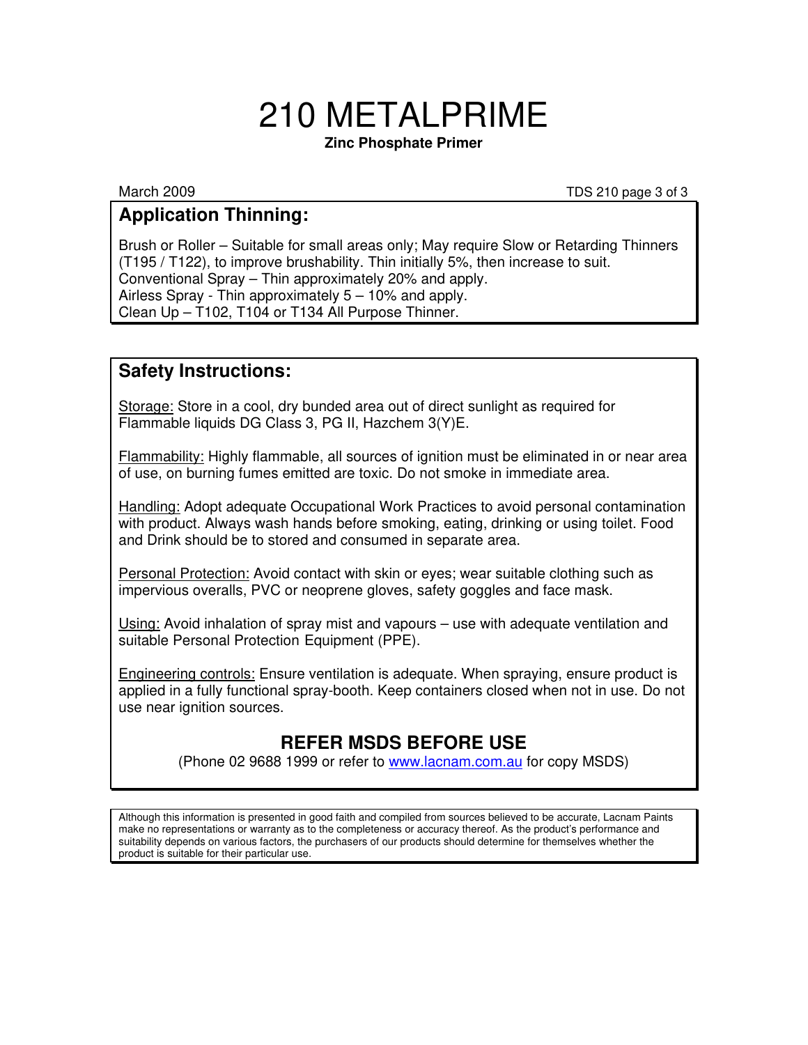# 210 METALPRIME

**Zinc Phosphate Primer**

March 2009

## Application Thinning:

Brush or Roller – Suitable for small areas only; May require Slow or Retarding Thinners (T195 / T122), to improve brushability. Thin initially 5%, then increase to suit.
Conventional Spray – Thin approximately 20% and apply.
Airless Spray - Thin approximately 5 – 10% and apply.
Clean Up – T102, T104 or T134 All Purpose Thinner.

## Safety Instructions:

Storage: Store in a cool, dry bunded area out of direct sunlight as required for Flammable liquids DG Class 3, PG II, Hazchem 3(Y)E.

Flammability: Highly flammable, all sources of ignition must be eliminated in or near area of use, on burning fumes emitted are toxic. Do not smoke in immediate area.

Handling: Adopt adequate Occupational Work Practices to avoid personal contamination with product. Always wash hands before smoking, eating, drinking or using toilet. Food and Drink should be to stored and consumed in separate area.

Personal Protection: Avoid contact with skin or eyes; wear suitable clothing such as impervious overalls, PVC or neoprene gloves, safety goggles and face mask.

Using: Avoid inhalation of spray mist and vapours – use with adequate ventilation and suitable Personal Protection Equipment (PPE).

Engineering controls: Ensure ventilation is adequate. When spraying, ensure product is applied in a fully functional spray-booth. Keep containers closed when not in use. Do not use near ignition sources.

### REFER MSDS BEFORE USE

(Phone 02 9688 1999 or refer to www.lacnam.com.au for copy MSDS)

Although this information is presented in good faith and compiled from sources believed to be accurate, Lacnam Paints make no representations or warranty as to the completeness or accuracy thereof. As the product's performance and suitability depends on various factors, the purchasers of our products should determine for themselves whether the product is suitable for their particular use.